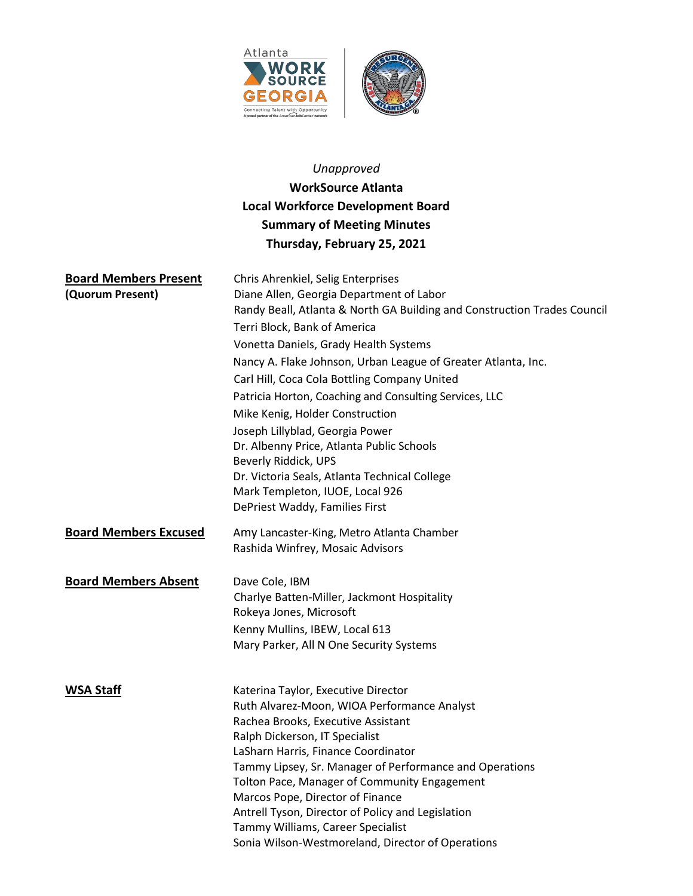*Unapproved*

**WorkSource Atlanta**
**Local Workforce Development Board**
**Summary of Meeting Minutes**
**Thursday, February 25, 2021**

| | |
|---|---|
| **Board Members Present** **(Quorum Present)** | Chris Ahrenkiel, Selig Enterprises<br>Diane Allen, Georgia Department of Labor<br>Randy Beall, Atlanta & North GA Building and Construction Trades Council<br>Terri Block, Bank of America<br>Vonetta Daniels, Grady Health Systems<br>Nancy A. Flake Johnson, Urban League of Greater Atlanta, Inc.<br>Carl Hill, Coca Cola Bottling Company United<br>Patricia Horton, Coaching and Consulting Services, LLC<br>Mike Kenig, Holder Construction<br>Joseph Lillyblad, Georgia Power<br>Dr. Albenny Price, Atlanta Public Schools<br>Beverly Riddick, UPS<br>Dr. Victoria Seals, Atlanta Technical College<br>Mark Templeton, IUOE, Local 926<br>DePriest Waddy, Families First |
| **Board Members Excused** | Amy Lancaster-King, Metro Atlanta Chamber<br>Rashida Winfrey, Mosaic Advisors |
| **Board Members Absent** | Dave Cole, IBM<br>Charlye Batten-Miller, Jackmont Hospitality<br>Rokeya Jones, Microsoft<br>Kenny Mullins, IBEW, Local 613<br>Mary Parker, All N One Security Systems |
| **WSA Staff** | Katerina Taylor, Executive Director<br>Ruth Alvarez-Moon, WIOA Performance Analyst<br>Rachea Brooks, Executive Assistant<br>Ralph Dickerson, IT Specialist<br>LaSharn Harris, Finance Coordinator<br>Tammy Lipsey, Sr. Manager of Performance and Operations<br>Tolton Pace, Manager of Community Engagement<br>Marcos Pope, Director of Finance<br>Antrell Tyson, Director of Policy and Legislation<br>Tammy Williams, Career Specialist<br>Sonia Wilson-Westmoreland, Director of Operations |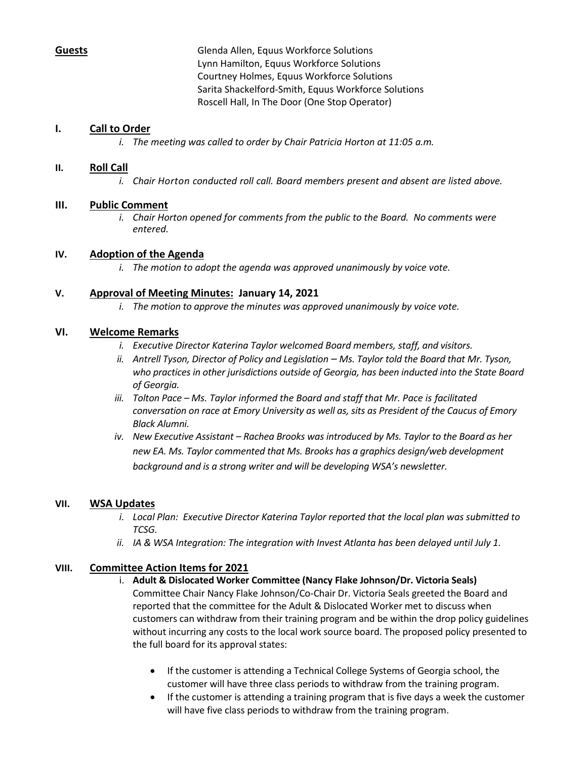**Guests**

Glenda Allen, Equus Workforce Solutions
Lynn Hamilton, Equus Workforce Solutions
Courtney Holmes, Equus Workforce Solutions
Sarita Shackelford-Smith, Equus Workforce Solutions
Roscell Hall, In The Door (One Stop Operator)

## I. Call to Order

*i. The meeting was called to order by Chair Patricia Horton at 11:05 a.m.*

## II. Roll Call

*i. Chair Horton conducted roll call. Board members present and absent are listed above.*

## III. Public Comment

*i. Chair Horton opened for comments from the public to the Board. No comments were entered.*

## IV. Adoption of the Agenda

*i. The motion to adopt the agenda was approved unanimously by voice vote.*

## V. Approval of Meeting Minutes: January 14, 2021

*i. The motion to approve the minutes was approved unanimously by voice vote.*

## VI. Welcome Remarks

*i. Executive Director Katerina Taylor welcomed Board members, staff, and visitors.*

*ii. Antrell Tyson, Director of Policy and Legislation – Ms. Taylor told the Board that Mr. Tyson, who practices in other jurisdictions outside of Georgia, has been inducted into the State Board of Georgia.*

*iii. Tolton Pace – Ms. Taylor informed the Board and staff that Mr. Pace is facilitated conversation on race at Emory University as well as, sits as President of the Caucus of Emory Black Alumni.*

*iv. New Executive Assistant – Rachea Brooks was introduced by Ms. Taylor to the Board as her new EA. Ms. Taylor commented that Ms. Brooks has a graphics design/web development background and is a strong writer and will be developing WSA's newsletter.*

## VII. WSA Updates

*i. Local Plan: Executive Director Katerina Taylor reported that the local plan was submitted to TCSG.*

*ii. IA & WSA Integration: The integration with Invest Atlanta has been delayed until July 1.*

## VIII. Committee Action Items for 2021

i. **Adult & Dislocated Worker Committee (Nancy Flake Johnson/Dr. Victoria Seals)**

Committee Chair Nancy Flake Johnson/Co-Chair Dr. Victoria Seals greeted the Board and reported that the committee for the Adult & Dislocated Worker met to discuss when customers can withdraw from their training program and be within the drop policy guidelines without incurring any costs to the local work source board. The proposed policy presented to the full board for its approval states:

- If the customer is attending a Technical College Systems of Georgia school, the customer will have three class periods to withdraw from the training program.
- If the customer is attending a training program that is five days a week the customer will have five class periods to withdraw from the training program.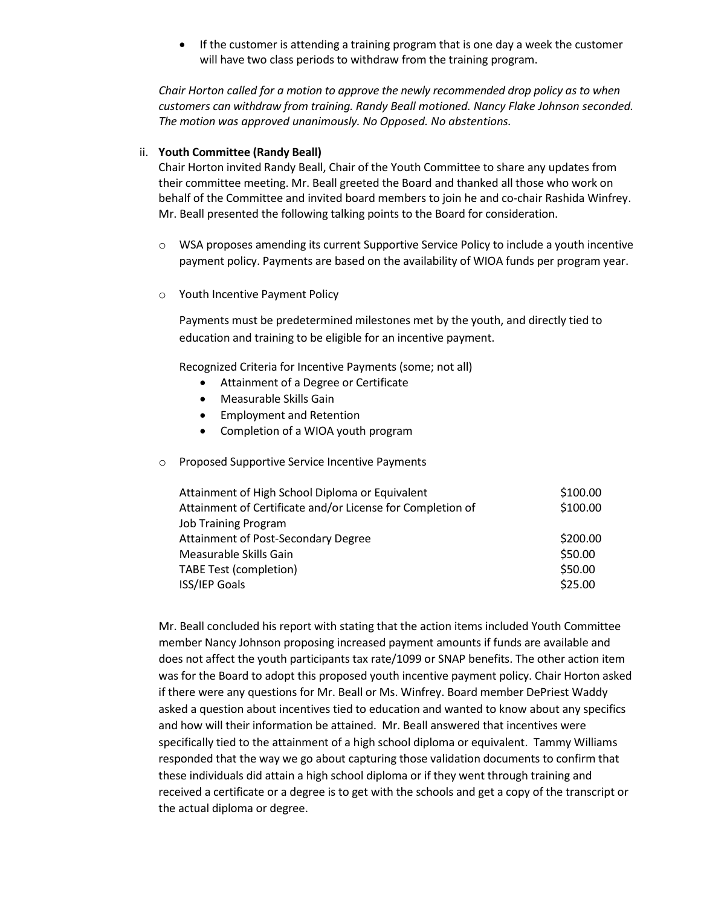- If the customer is attending a training program that is one day a week the customer will have two class periods to withdraw from the training program.

*Chair Horton called for a motion to approve the newly recommended drop policy as to when customers can withdraw from training. Randy Beall motioned. Nancy Flake Johnson seconded. The motion was approved unanimously. No Opposed. No abstentions.*

ii. **Youth Committee (Randy Beall)**

Chair Horton invited Randy Beall, Chair of the Youth Committee to share any updates from their committee meeting. Mr. Beall greeted the Board and thanked all those who work on behalf of the Committee and invited board members to join he and co-chair Rashida Winfrey. Mr. Beall presented the following talking points to the Board for consideration.

- WSA proposes amending its current Supportive Service Policy to include a youth incentive payment policy. Payments are based on the availability of WIOA funds per program year.

- Youth Incentive Payment Policy

  Payments must be predetermined milestones met by the youth, and directly tied to education and training to be eligible for an incentive payment.

  Recognized Criteria for Incentive Payments (some; not all)
  - Attainment of a Degree or Certificate
  - Measurable Skills Gain
  - Employment and Retention
  - Completion of a WIOA youth program

- Proposed Supportive Service Incentive Payments

| | |
|---|---|
| Attainment of High School Diploma or Equivalent | $100.00 |
| Attainment of Certificate and/or License for Completion of Job Training Program | $100.00 |
| Attainment of Post-Secondary Degree | $200.00 |
| Measurable Skills Gain | $50.00 |
| TABE Test (completion) | $50.00 |
| ISS/IEP Goals | $25.00 |

Mr. Beall concluded his report with stating that the action items included Youth Committee member Nancy Johnson proposing increased payment amounts if funds are available and does not affect the youth participants tax rate/1099 or SNAP benefits. The other action item was for the Board to adopt this proposed youth incentive payment policy. Chair Horton asked if there were any questions for Mr. Beall or Ms. Winfrey. Board member DePriest Waddy asked a question about incentives tied to education and wanted to know about any specifics and how will their information be attained. Mr. Beall answered that incentives were specifically tied to the attainment of a high school diploma or equivalent. Tammy Williams responded that the way we go about capturing those validation documents to confirm that these individuals did attain a high school diploma or if they went through training and received a certificate or a degree is to get with the schools and get a copy of the transcript or the actual diploma or degree.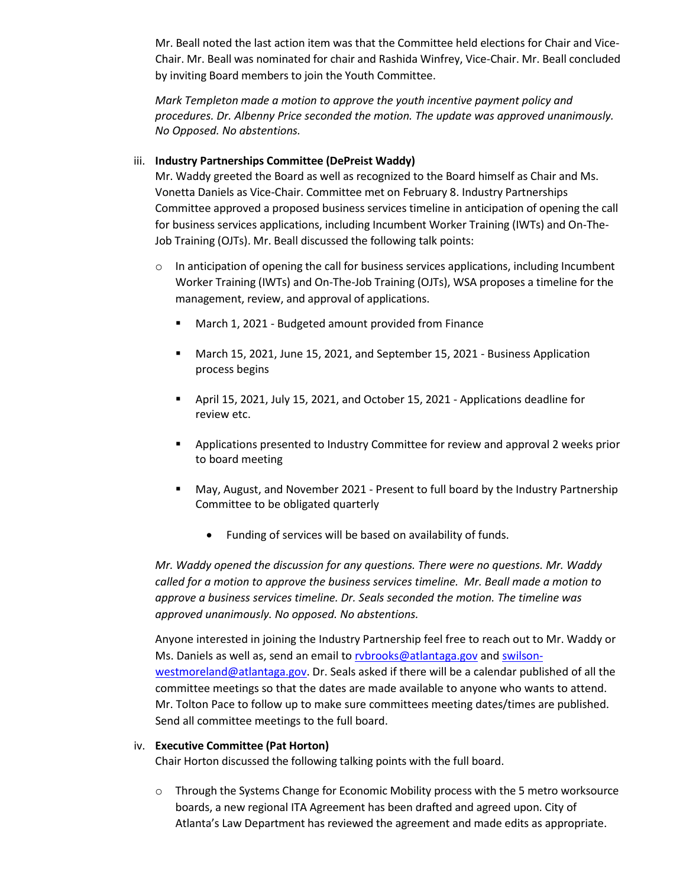Mr. Beall noted the last action item was that the Committee held elections for Chair and Vice-Chair. Mr. Beall was nominated for chair and Rashida Winfrey, Vice-Chair. Mr. Beall concluded by inviting Board members to join the Youth Committee.

*Mark Templeton made a motion to approve the youth incentive payment policy and procedures. Dr. Albenny Price seconded the motion. The update was approved unanimously. No Opposed. No abstentions.*

iii. **Industry Partnerships Committee (DePreist Waddy)**

Mr. Waddy greeted the Board as well as recognized to the Board himself as Chair and Ms. Vonetta Daniels as Vice-Chair. Committee met on February 8. Industry Partnerships Committee approved a proposed business services timeline in anticipation of opening the call for business services applications, including Incumbent Worker Training (IWTs) and On-The-Job Training (OJTs). Mr. Beall discussed the following talk points:

- In anticipation of opening the call for business services applications, including Incumbent Worker Training (IWTs) and On-The-Job Training (OJTs), WSA proposes a timeline for the management, review, and approval of applications.
  - March 1, 2021 - Budgeted amount provided from Finance
  - March 15, 2021, June 15, 2021, and September 15, 2021 - Business Application process begins
  - April 15, 2021, July 15, 2021, and October 15, 2021 - Applications deadline for review etc.
  - Applications presented to Industry Committee for review and approval 2 weeks prior to board meeting
  - May, August, and November 2021 - Present to full board by the Industry Partnership Committee to be obligated quarterly
    - Funding of services will be based on availability of funds.

*Mr. Waddy opened the discussion for any questions. There were no questions. Mr. Waddy called for a motion to approve the business services timeline. Mr. Beall made a motion to approve a business services timeline. Dr. Seals seconded the motion. The timeline was approved unanimously. No opposed. No abstentions.*

Anyone interested in joining the Industry Partnership feel free to reach out to Mr. Waddy or Ms. Daniels as well as, send an email to rvbrooks@atlantaga.gov and swilson-westmoreland@atlantaga.gov. Dr. Seals asked if there will be a calendar published of all the committee meetings so that the dates are made available to anyone who wants to attend. Mr. Tolton Pace to follow up to make sure committees meeting dates/times are published. Send all committee meetings to the full board.

iv. **Executive Committee (Pat Horton)**

Chair Horton discussed the following talking points with the full board.

- Through the Systems Change for Economic Mobility process with the 5 metro worksource boards, a new regional ITA Agreement has been drafted and agreed upon. City of Atlanta's Law Department has reviewed the agreement and made edits as appropriate.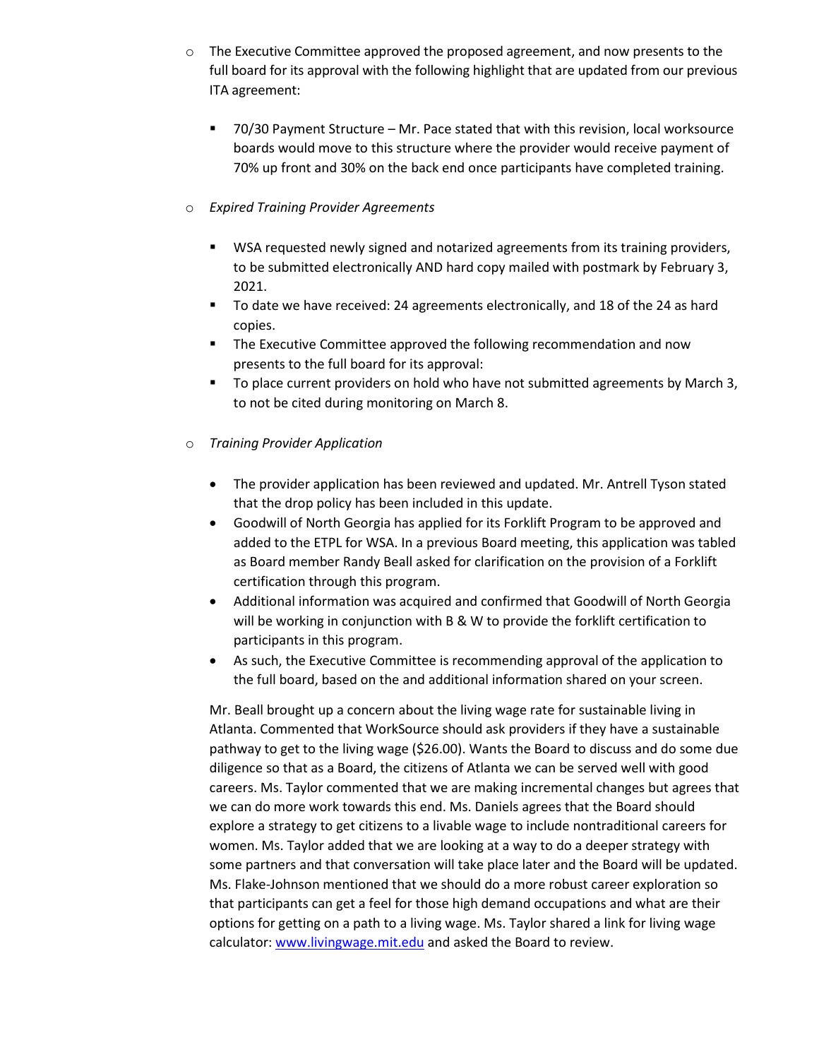- The Executive Committee approved the proposed agreement, and now presents to the full board for its approval with the following highlight that are updated from our previous ITA agreement:

  - 70/30 Payment Structure – Mr. Pace stated that with this revision, local worksource boards would move to this structure where the provider would receive payment of 70% up front and 30% on the back end once participants have completed training.

- *Expired Training Provider Agreements*

  - WSA requested newly signed and notarized agreements from its training providers, to be submitted electronically AND hard copy mailed with postmark by February 3, 2021.
  - To date we have received: 24 agreements electronically, and 18 of the 24 as hard copies.
  - The Executive Committee approved the following recommendation and now presents to the full board for its approval:
  - To place current providers on hold who have not submitted agreements by March 3, to not be cited during monitoring on March 8.

- *Training Provider Application*

  - The provider application has been reviewed and updated. Mr. Antrell Tyson stated that the drop policy has been included in this update.
  - Goodwill of North Georgia has applied for its Forklift Program to be approved and added to the ETPL for WSA. In a previous Board meeting, this application was tabled as Board member Randy Beall asked for clarification on the provision of a Forklift certification through this program.
  - Additional information was acquired and confirmed that Goodwill of North Georgia will be working in conjunction with B & W to provide the forklift certification to participants in this program.
  - As such, the Executive Committee is recommending approval of the application to the full board, based on the and additional information shared on your screen.

  Mr. Beall brought up a concern about the living wage rate for sustainable living in Atlanta. Commented that WorkSource should ask providers if they have a sustainable pathway to get to the living wage ($26.00). Wants the Board to discuss and do some due diligence so that as a Board, the citizens of Atlanta we can be served well with good careers. Ms. Taylor commented that we are making incremental changes but agrees that we can do more work towards this end. Ms. Daniels agrees that the Board should explore a strategy to get citizens to a livable wage to include nontraditional careers for women. Ms. Taylor added that we are looking at a way to do a deeper strategy with some partners and that conversation will take place later and the Board will be updated. Ms. Flake-Johnson mentioned that we should do a more robust career exploration so that participants can get a feel for those high demand occupations and what are their options for getting on a path to a living wage. Ms. Taylor shared a link for living wage calculator: [www.livingwage.mit.edu](www.livingwage.mit.edu) and asked the Board to review.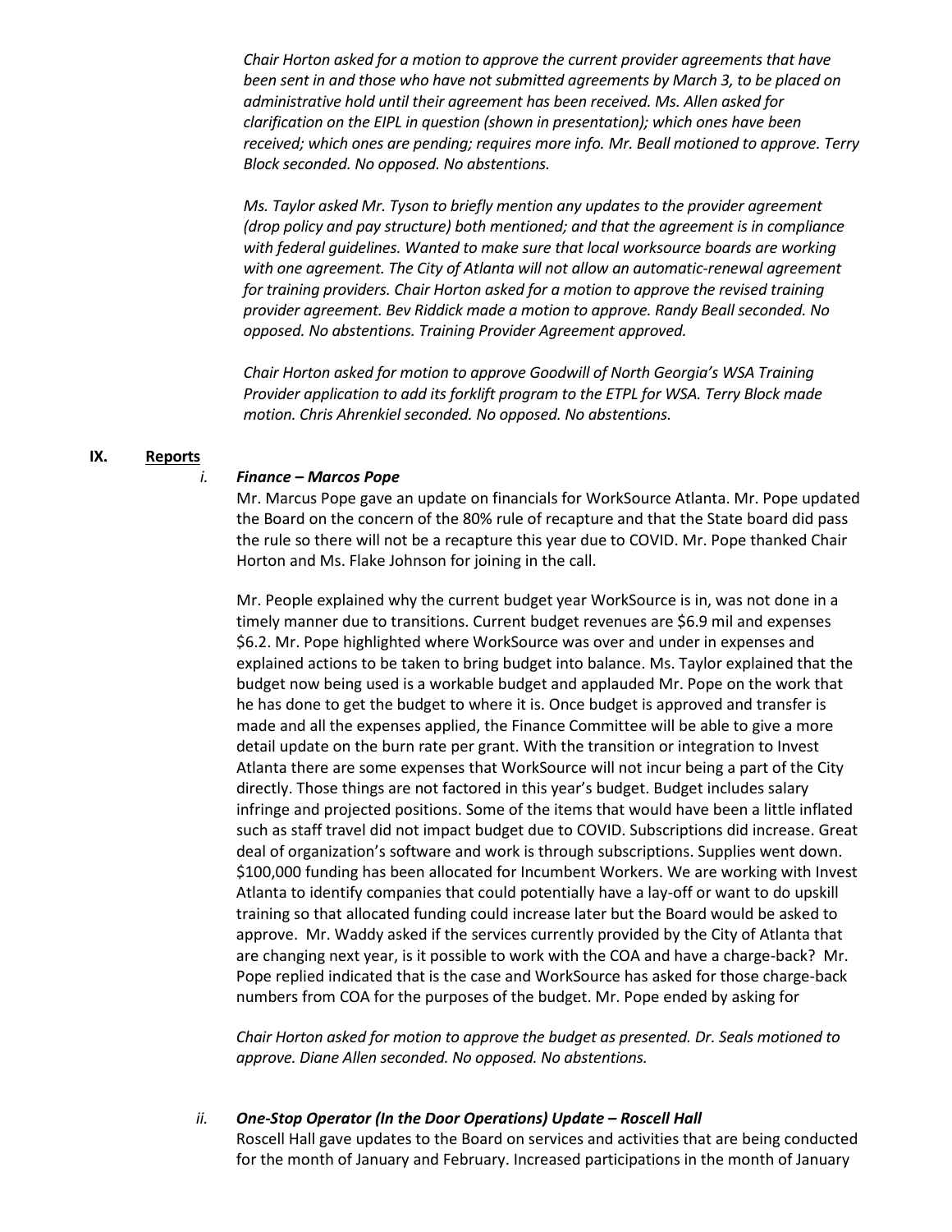*Chair Horton asked for a motion to approve the current provider agreements that have been sent in and those who have not submitted agreements by March 3, to be placed on administrative hold until their agreement has been received. Ms. Allen asked for clarification on the EIPL in question (shown in presentation); which ones have been received; which ones are pending; requires more info. Mr. Beall motioned to approve. Terry Block seconded. No opposed. No abstentions.*

*Ms. Taylor asked Mr. Tyson to briefly mention any updates to the provider agreement (drop policy and pay structure) both mentioned; and that the agreement is in compliance with federal guidelines. Wanted to make sure that local worksource boards are working with one agreement. The City of Atlanta will not allow an automatic-renewal agreement for training providers. Chair Horton asked for a motion to approve the revised training provider agreement. Bev Riddick made a motion to approve. Randy Beall seconded. No opposed. No abstentions. Training Provider Agreement approved.*

*Chair Horton asked for motion to approve Goodwill of North Georgia's WSA Training Provider application to add its forklift program to the ETPL for WSA. Terry Block made motion. Chris Ahrenkiel seconded. No opposed. No abstentions.*

## IX. Reports

### i. *Finance – Marcos Pope*

Mr. Marcus Pope gave an update on financials for WorkSource Atlanta. Mr. Pope updated the Board on the concern of the 80% rule of recapture and that the State board did pass the rule so there will not be a recapture this year due to COVID. Mr. Pope thanked Chair Horton and Ms. Flake Johnson for joining in the call.

Mr. People explained why the current budget year WorkSource is in, was not done in a timely manner due to transitions. Current budget revenues are $6.9 mil and expenses $6.2. Mr. Pope highlighted where WorkSource was over and under in expenses and explained actions to be taken to bring budget into balance. Ms. Taylor explained that the budget now being used is a workable budget and applauded Mr. Pope on the work that he has done to get the budget to where it is. Once budget is approved and transfer is made and all the expenses applied, the Finance Committee will be able to give a more detail update on the burn rate per grant. With the transition or integration to Invest Atlanta there are some expenses that WorkSource will not incur being a part of the City directly. Those things are not factored in this year's budget. Budget includes salary infringe and projected positions. Some of the items that would have been a little inflated such as staff travel did not impact budget due to COVID. Subscriptions did increase. Great deal of organization's software and work is through subscriptions. Supplies went down. $100,000 funding has been allocated for Incumbent Workers. We are working with Invest Atlanta to identify companies that could potentially have a lay-off or want to do upskill training so that allocated funding could increase later but the Board would be asked to approve. Mr. Waddy asked if the services currently provided by the City of Atlanta that are changing next year, is it possible to work with the COA and have a charge-back? Mr. Pope replied indicated that is the case and WorkSource has asked for those charge-back numbers from COA for the purposes of the budget. Mr. Pope ended by asking for

*Chair Horton asked for motion to approve the budget as presented. Dr. Seals motioned to approve. Diane Allen seconded. No opposed. No abstentions.*

### ii. *One-Stop Operator (In the Door Operations) Update – Roscell Hall*

Roscell Hall gave updates to the Board on services and activities that are being conducted for the month of January and February. Increased participations in the month of January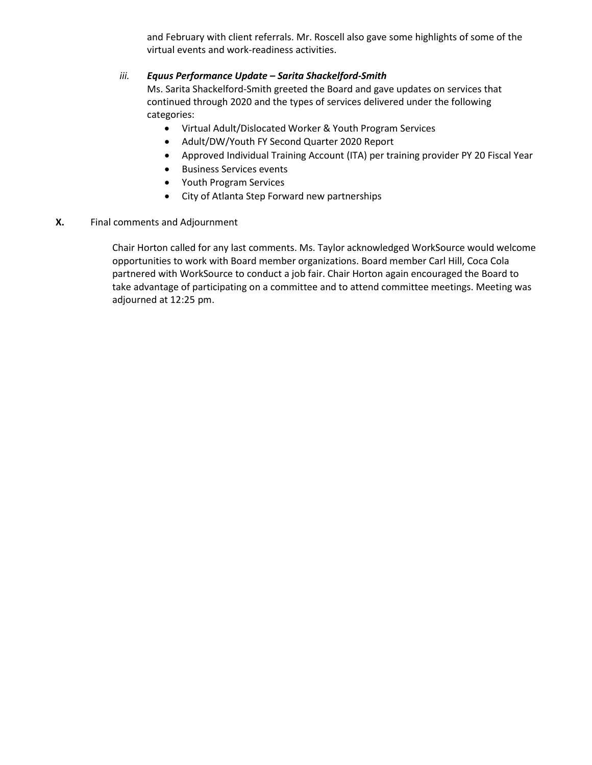and February with client referrals. Mr. Roscell also gave some highlights of some of the virtual events and work-readiness activities.

*iii.* ***Equus Performance Update – Sarita Shackelford-Smith***

Ms. Sarita Shackelford-Smith greeted the Board and gave updates on services that continued through 2020 and the types of services delivered under the following categories:

- Virtual Adult/Dislocated Worker & Youth Program Services
- Adult/DW/Youth FY Second Quarter 2020 Report
- Approved Individual Training Account (ITA) per training provider PY 20 Fiscal Year
- Business Services events
- Youth Program Services
- City of Atlanta Step Forward new partnerships

**X.** Final comments and Adjournment

Chair Horton called for any last comments. Ms. Taylor acknowledged WorkSource would welcome opportunities to work with Board member organizations. Board member Carl Hill, Coca Cola partnered with WorkSource to conduct a job fair. Chair Horton again encouraged the Board to take advantage of participating on a committee and to attend committee meetings. Meeting was adjourned at 12:25 pm.